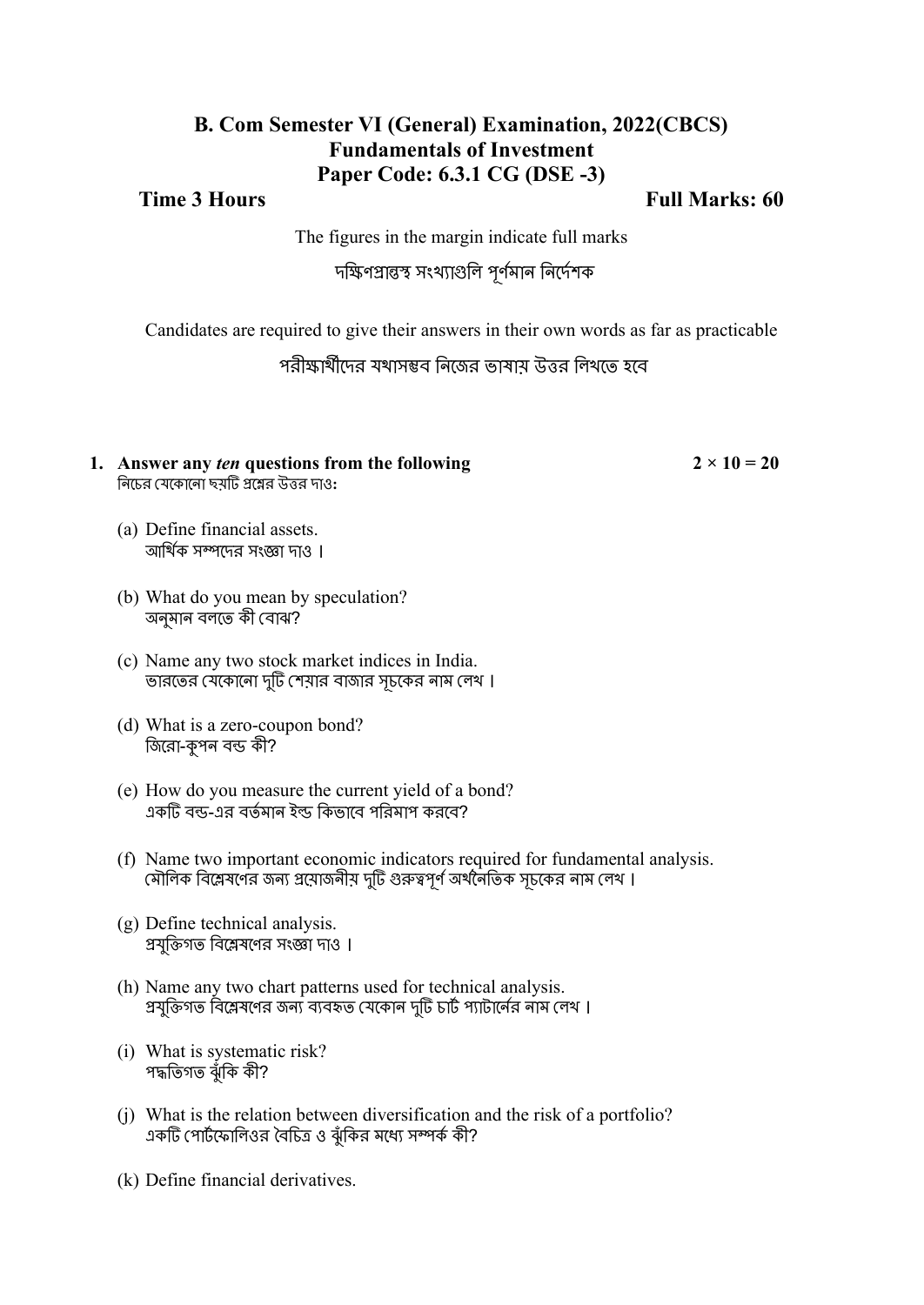# B. Com Semester VI (General) Examination, 2022(CBCS)

## Fundamentals of Investment

## Paper Code: 6.3.1 CG (DSE -3)

**Time 3 Hours** **Full Marks: 60**

The figures in the margin indicate full marks

দক্ষিণপ্রান্তস্থ সংখ্যাগুলি পূর্ণমান নির্দেশক

Candidates are required to give their answers in their own words as far as practicable

পরীক্ষার্থীদের যথাসম্ভব নিজের ভাষায় উত্তর লিখতে হবে

**1. Answer any *ten* questions from the following** **2 × 10 = 20**

নিচের যেকোনো ছয়টি প্রশ্নের উত্তর দাও:

(a) Define financial assets.
আর্থিক সম্পদের সংজ্ঞা দাও ।

(b) What do you mean by speculation?
অনুমান বলতে কী বোঝ?

(c) Name any two stock market indices in India.
ভারতের যেকোনো দুটি শেয়ার বাজার সূচকের নাম লেখ ।

(d) What is a zero-coupon bond?
জিরো-কুপন বন্ড কী?

(e) How do you measure the current yield of a bond?
একটি বন্ড-এর বর্তমান ইল্ড কিভাবে পরিমাপ করবে?

(f) Name two important economic indicators required for fundamental analysis.
মৌলিক বিশ্লেষণের জন্য প্রয়োজনীয় দুটি গুরুত্বপূর্ণ অর্থনৈতিক সূচকের নাম লেখ ।

(g) Define technical analysis.
প্রযুক্তিগত বিশ্লেষণের সংজ্ঞা দাও ।

(h) Name any two chart patterns used for technical analysis.
প্রযুক্তিগত বিশ্লেষণের জন্য ব্যবহৃত যেকোন দুটি চার্ট প্যাটার্নের নাম লেখ ।

(i) What is systematic risk?
পদ্ধতিগত ঝুঁকি কী?

(j) What is the relation between diversification and the risk of a portfolio?
একটি পোর্টফোলিওর বৈচিত্র ও ঝুঁকির মধ্যে সম্পর্ক কী?

(k) Define financial derivatives.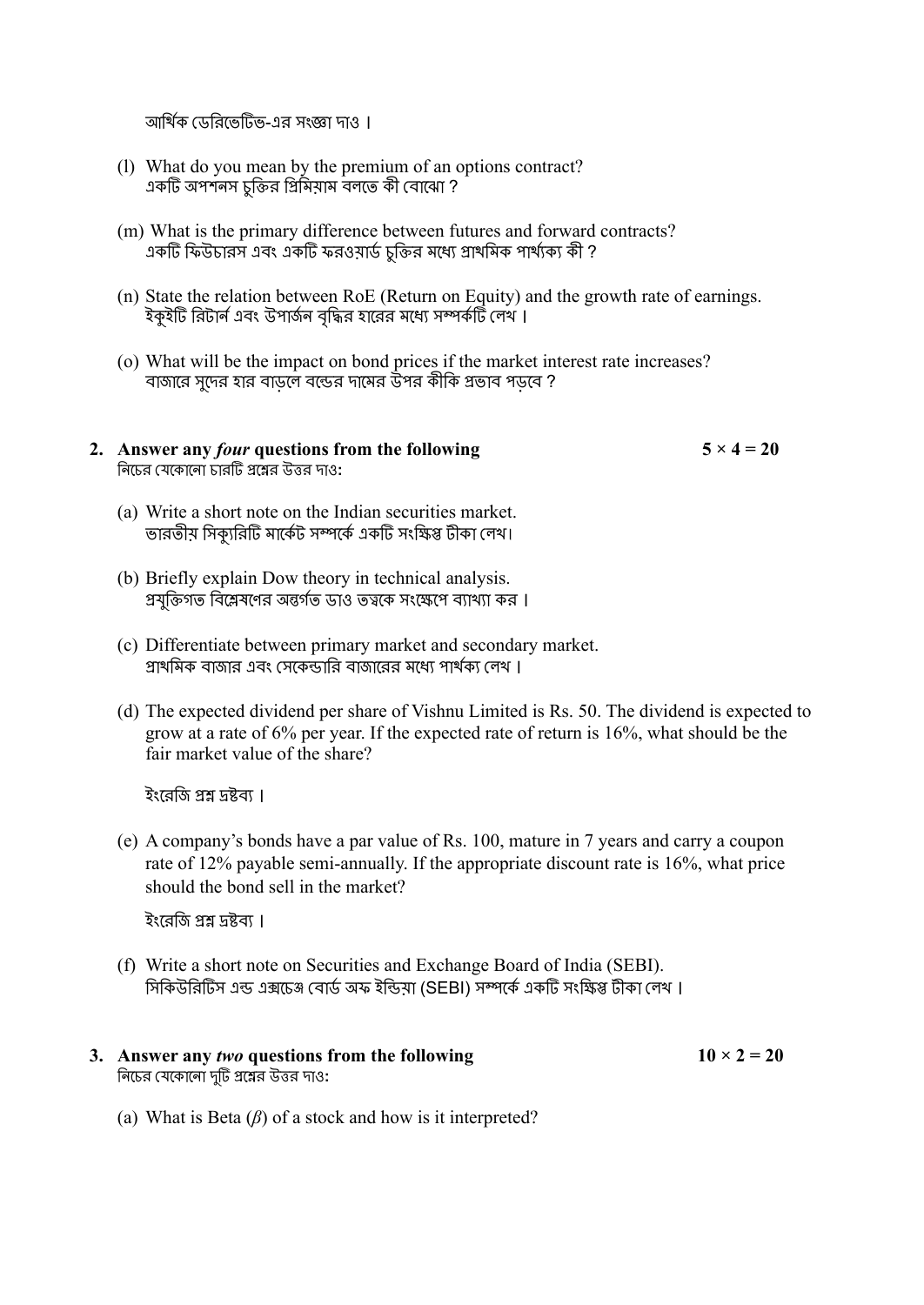আর্থিক ডেরিভেটিভ-এর সংজ্ঞা দাও।

(l) What do you mean by the premium of an options contract?
একটি অপশনস চুক্তির প্রিমিয়াম বলতে কী বোঝো ?

(m) What is the primary difference between futures and forward contracts?
একটি ফিউচারস এবং একটি ফরওয়ার্ড চুক্তির মধ্যে প্রাথমিক পার্থক্য কী ?

(n) State the relation between RoE (Return on Equity) and the growth rate of earnings.
ইকুইটি রিটার্ন এবং উপার্জন বৃদ্ধির হারের মধ্যে সম্পর্কটি লেখ।

(o) What will be the impact on bond prices if the market interest rate increases?
বাজারে সুদের হার বাড়লে বন্ডের দামের উপর কীকি প্রভাব পড়বে ?

**2. Answer any *four* questions from the following** **$5 \times 4 = 20$**
নিচের যেকোনো চারটি প্রশ্নের উত্তর দাও:

(a) Write a short note on the Indian securities market.
ভারতীয় সিক্যুরিটি মার্কেট সম্পর্কে একটি সংক্ষিপ্ত টীকা লেখ।

(b) Briefly explain Dow theory in technical analysis.
প্রযুক্তিগত বিশ্লেষণের অন্তর্গত ডাও তত্ত্বকে সংক্ষেপে ব্যাখ্যা কর।

(c) Differentiate between primary market and secondary market.
প্রাথমিক বাজার এবং সেকেন্ডারি বাজারের মধ্যে পার্থক্য লেখ।

(d) The expected dividend per share of Vishnu Limited is Rs. 50. The dividend is expected to grow at a rate of 6% per year. If the expected rate of return is 16%, what should be the fair market value of the share?

ইংরেজি প্রশ্ন দ্রষ্টব্য।

(e) A company's bonds have a par value of Rs. 100, mature in 7 years and carry a coupon rate of 12% payable semi-annually. If the appropriate discount rate is 16%, what price should the bond sell in the market?

ইংরেজি প্রশ্ন দ্রষ্টব্য।

(f) Write a short note on Securities and Exchange Board of India (SEBI).
সিকিউরিটিস এন্ড এক্সচেঞ্জ বোর্ড অফ ইন্ডিয়া (SEBI) সম্পর্কে একটি সংক্ষিপ্ত টীকা লেখ।

**3. Answer any *two* questions from the following** **$10 \times 2 = 20$**
নিচের যেকোনো দুটি প্রশ্নের উত্তর দাও:

(a) What is Beta ($\beta$) of a stock and how is it interpreted?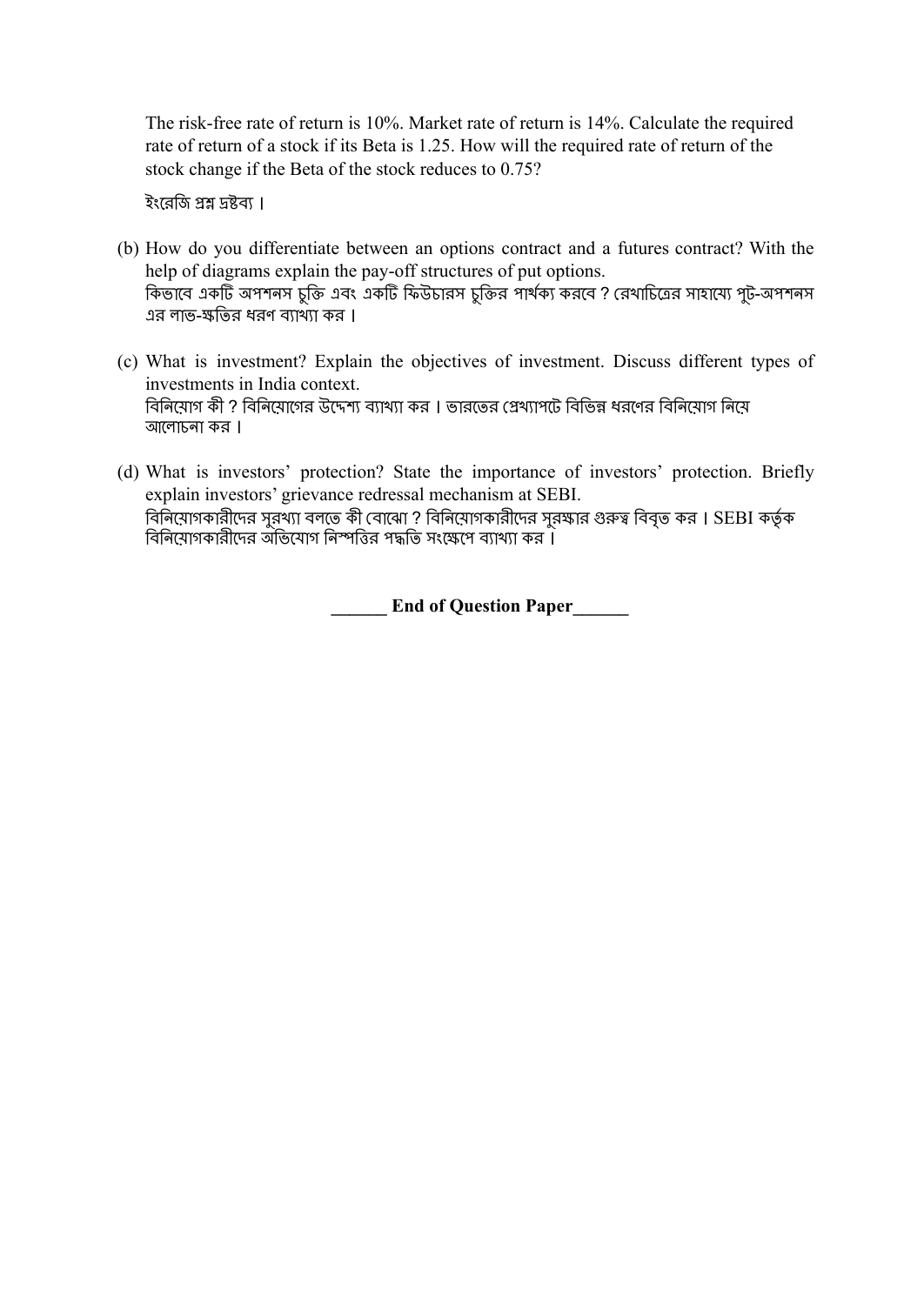The risk-free rate of return is 10%. Market rate of return is 14%. Calculate the required rate of return of a stock if its Beta is 1.25. How will the required rate of return of the stock change if the Beta of the stock reduces to 0.75?

ইংরেজি প্রশ্ন দ্রষ্টব্য ।

(b) How do you differentiate between an options contract and a futures contract? With the help of diagrams explain the pay-off structures of put options.
কিভাবে একটি অপশনস চুক্তি এবং একটি ফিউচারস চুক্তির পার্থক্য করবে ? রেখাচিত্রের সাহায্যে পুট-অপশনস এর লাভ-ক্ষতির ধরণ ব্যাখ্যা কর ।

(c) What is investment? Explain the objectives of investment. Discuss different types of investments in India context.
বিনিয়োগ কী ? বিনিয়োগের উদ্দেশ্য ব্যাখ্যা কর । ভারতের প্রেখ্যাপটে বিভিন্ন ধরণের বিনিয়োগ নিয়ে আলোচনা কর ।

(d) What is investors' protection? State the importance of investors' protection. Briefly explain investors' grievance redressal mechanism at SEBI.
বিনিয়োগকারীদের সুরখ্যা বলতে কী বোঝো ? বিনিয়োগকারীদের সুরক্ষার গুরুত্ব বিবৃত কর । SEBI কর্তৃক বিনিয়োগকারীদের অভিযোগ নিস্পত্তির পদ্ধতি সংক্ষেপে ব্যাখ্যা কর ।

**______ End of Question Paper______**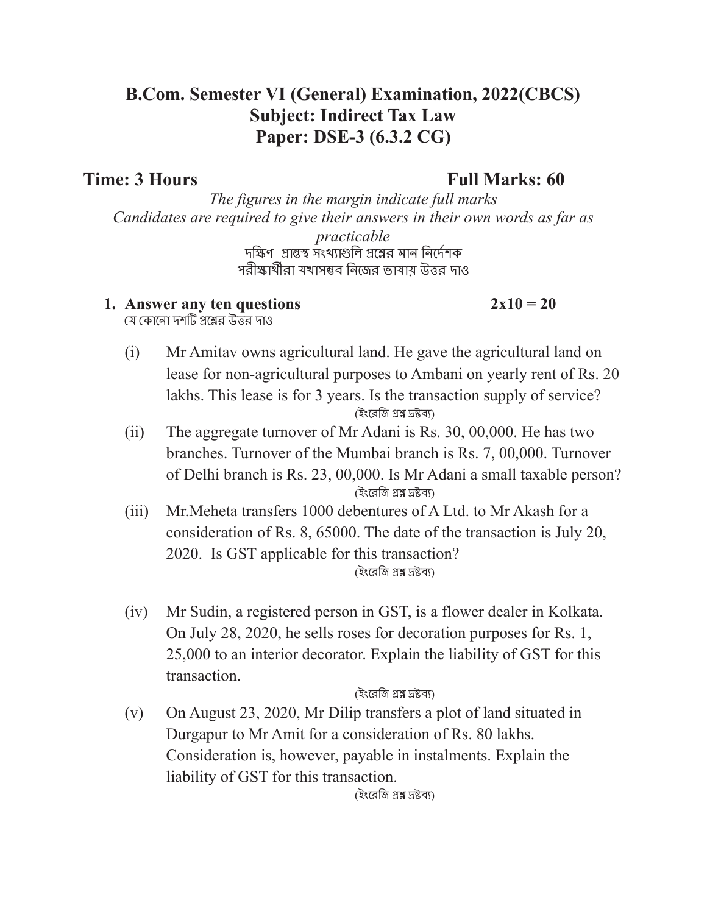# B.Com. Semester VI (General) Examination, 2022(CBCS)
## Subject: Indirect Tax Law
## Paper: DSE-3 (6.3.2 CG)

**Time: 3 Hours** **Full Marks: 60**

*The figures in the margin indicate full marks*
*Candidates are required to give their answers in their own words as far as practicable*

দক্ষিণ প্রান্তস্থ সংখ্যাগুলি প্রশ্নের মান নির্দেশক
পরীক্ষার্থীরা যথাসম্ভব নিজের ভাষায় উত্তর দাও

**1. Answer any ten questions** **2x10 = 20**

যে কোনো দশটি প্রশ্নের উত্তর দাও

(i) Mr Amitav owns agricultural land. He gave the agricultural land on lease for non-agricultural purposes to Ambani on yearly rent of Rs. 20 lakhs. This lease is for 3 years. Is the transaction supply of service?

(ইংরেজি প্রশ্ন দ্রষ্টব্য)

(ii) The aggregate turnover of Mr Adani is Rs. 30, 00,000. He has two branches. Turnover of the Mumbai branch is Rs. 7, 00,000. Turnover of Delhi branch is Rs. 23, 00,000. Is Mr Adani a small taxable person?

(ইংরেজি প্রশ্ন দ্রষ্টব্য)

(iii) Mr.Meheta transfers 1000 debentures of A Ltd. to Mr Akash for a consideration of Rs. 8, 65000. The date of the transaction is July 20, 2020. Is GST applicable for this transaction?

(ইংরেজি প্রশ্ন দ্রষ্টব্য)

(iv) Mr Sudin, a registered person in GST, is a flower dealer in Kolkata. On July 28, 2020, he sells roses for decoration purposes for Rs. 1, 25,000 to an interior decorator. Explain the liability of GST for this transaction.

(ইংরেজি প্রশ্ন দ্রষ্টব্য)

(v) On August 23, 2020, Mr Dilip transfers a plot of land situated in Durgapur to Mr Amit for a consideration of Rs. 80 lakhs. Consideration is, however, payable in instalments. Explain the liability of GST for this transaction.

(ইংরেজি প্রশ্ন দ্রষ্টব্য)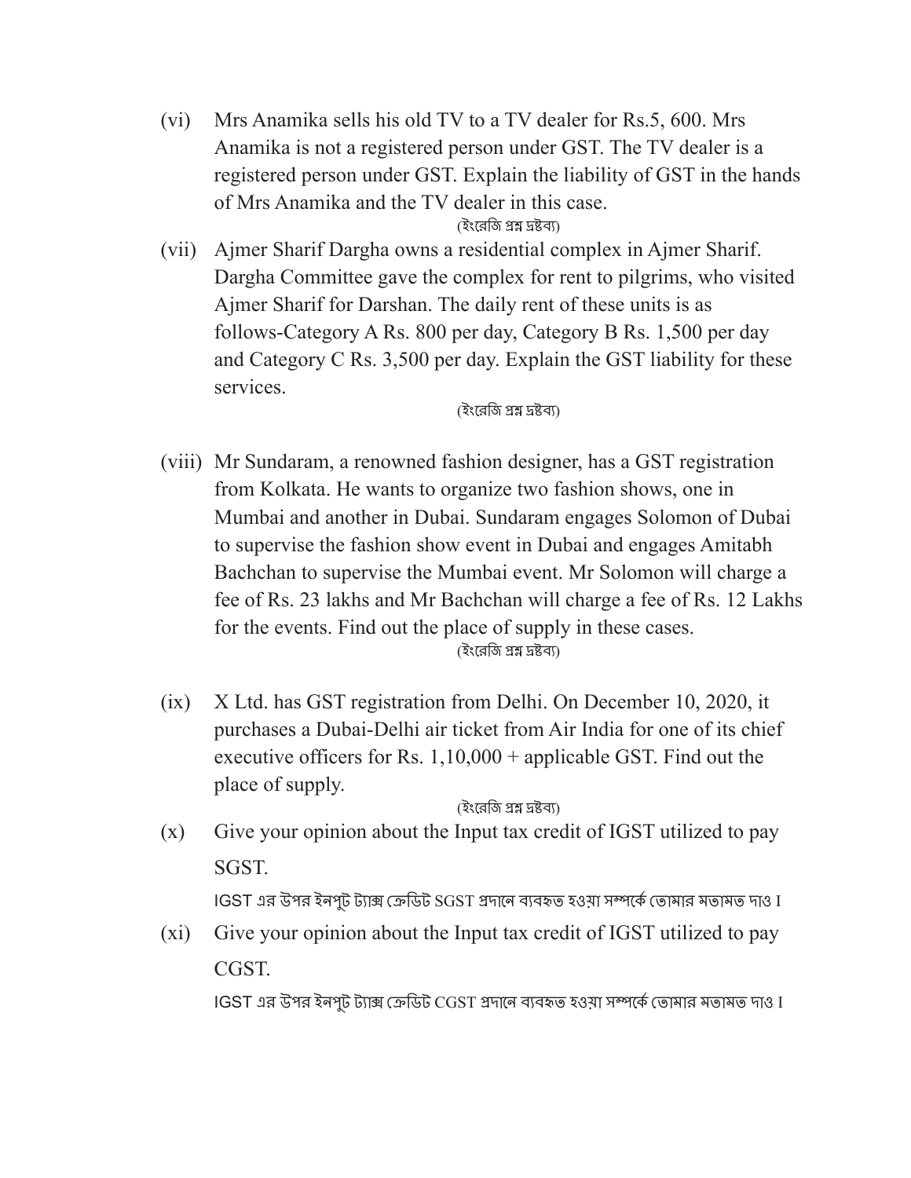(vi) Mrs Anamika sells his old TV to a TV dealer for Rs.5, 600. Mrs Anamika is not a registered person under GST. The TV dealer is a registered person under GST. Explain the liability of GST in the hands of Mrs Anamika and the TV dealer in this case.

(ইংরেজি প্রশ্ন দ্রষ্টব্য)

(vii) Ajmer Sharif Dargha owns a residential complex in Ajmer Sharif. Dargha Committee gave the complex for rent to pilgrims, who visited Ajmer Sharif for Darshan. The daily rent of these units is as follows-Category A Rs. 800 per day, Category B Rs. 1,500 per day and Category C Rs. 3,500 per day. Explain the GST liability for these services.

(ইংরেজি প্রশ্ন দ্রষ্টব্য)

(viii) Mr Sundaram, a renowned fashion designer, has a GST registration from Kolkata. He wants to organize two fashion shows, one in Mumbai and another in Dubai. Sundaram engages Solomon of Dubai to supervise the fashion show event in Dubai and engages Amitabh Bachchan to supervise the Mumbai event. Mr Solomon will charge a fee of Rs. 23 lakhs and Mr Bachchan will charge a fee of Rs. 12 Lakhs for the events. Find out the place of supply in these cases.

(ইংরেজি প্রশ্ন দ্রষ্টব্য)

(ix) X Ltd. has GST registration from Delhi. On December 10, 2020, it purchases a Dubai-Delhi air ticket from Air India for one of its chief executive officers for Rs. 1,10,000 + applicable GST. Find out the place of supply.

(ইংরেজি প্রশ্ন দ্রষ্টব্য)

(x) Give your opinion about the Input tax credit of IGST utilized to pay SGST.

IGST এর উপর ইনপুট ট্যাক্স ক্রেডিট SGST প্রদানে ব্যবহৃত হওয়া সম্পর্কে তোমার মতামত দাও I

(xi) Give your opinion about the Input tax credit of IGST utilized to pay CGST.

IGST এর উপর ইনপুট ট্যাক্স ক্রেডিট CGST প্রদানে ব্যবহৃত হওয়া সম্পর্কে তোমার মতামত দাও I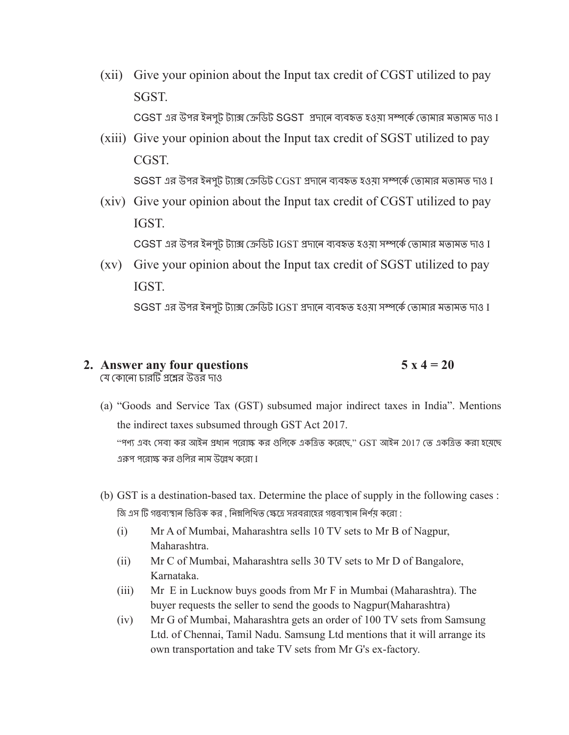(xii) Give your opinion about the Input tax credit of CGST utilized to pay SGST.

CGST এর উপর ইনপুট ট্যাক্স ক্রেডিট SGST প্রদানে ব্যবহৃত হওয়া সম্পর্কে তোমার মতামত দাও I

(xiii) Give your opinion about the Input tax credit of SGST utilized to pay CGST.

SGST এর উপর ইনপুট ট্যাক্স ক্রেডিট CGST প্রদানে ব্যবহৃত হওয়া সম্পর্কে তোমার মতামত দাও I

(xiv) Give your opinion about the Input tax credit of CGST utilized to pay IGST.

CGST এর উপর ইনপুট ট্যাক্স ক্রেডিট IGST প্রদানে ব্যবহৃত হওয়া সম্পর্কে তোমার মতামত দাও I

(xv) Give your opinion about the Input tax credit of SGST utilized to pay IGST.

SGST এর উপর ইনপুট ট্যাক্স ক্রেডিট IGST প্রদানে ব্যবহৃত হওয়া সম্পর্কে তোমার মতামত দাও I

**2. Answer any four questions** **5 x 4 = 20**

যে কোনো চারটি প্রশ্নের উত্তর দাও

(a) "Goods and Service Tax (GST) subsumed major indirect taxes in India". Mentions the indirect taxes subsumed through GST Act 2017.

"পণ্য এবং সেবা কর আইন প্রধান পরোক্ষ কর গুলিকে একত্রিত করেছে," GST আইন 2017 তে একত্রিত করা হয়েছে এরূপ পরোক্ষ কর গুলির নাম উল্লেখ করো I

(b) GST is a destination-based tax. Determine the place of supply in the following cases :

জি এস টি গন্তব্যস্থান ভিত্তিক কর , নিম্নলিখিত ক্ষেত্রে সরবরাহের গন্তব্যস্থান নির্ণয় করো :

(i) Mr A of Mumbai, Maharashtra sells 10 TV sets to Mr B of Nagpur, Maharashtra.

(ii) Mr C of Mumbai, Maharashtra sells 30 TV sets to Mr D of Bangalore, Karnataka.

(iii) Mr E in Lucknow buys goods from Mr F in Mumbai (Maharashtra). The buyer requests the seller to send the goods to Nagpur(Maharashtra)

(iv) Mr G of Mumbai, Maharashtra gets an order of 100 TV sets from Samsung Ltd. of Chennai, Tamil Nadu. Samsung Ltd mentions that it will arrange its own transportation and take TV sets from Mr G's ex-factory.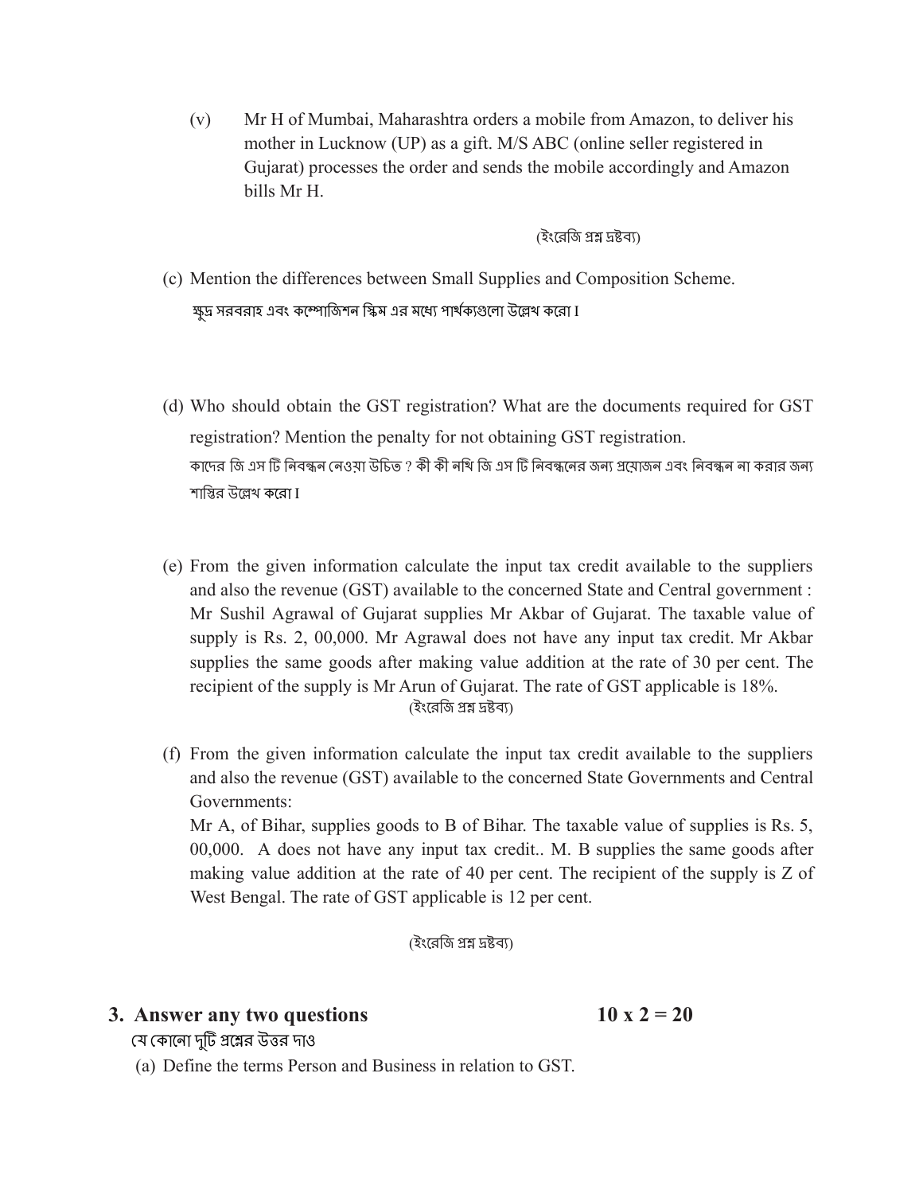(v) Mr H of Mumbai, Maharashtra orders a mobile from Amazon, to deliver his mother in Lucknow (UP) as a gift. M/S ABC (online seller registered in Gujarat) processes the order and sends the mobile accordingly and Amazon bills Mr H.

(ইংরেজি প্রশ্ন দ্রষ্টব্য)

(c) Mention the differences between Small Supplies and Composition Scheme.

ক্ষুদ্র সরবরাহ এবং কম্পোজিশন স্কিম এর মধ্যে পার্থক্যগুলো উল্লেখ করো I

(d) Who should obtain the GST registration? What are the documents required for GST registration? Mention the penalty for not obtaining GST registration.

কাদের জি এস টি নিবন্ধন নেওয়া উচিত ? কী কী নথি জি এস টি নিবন্ধনের জন্য প্রয়োজন এবং নিবন্ধন না করার জন্য শাস্তির উল্লেখ করো I

(e) From the given information calculate the input tax credit available to the suppliers and also the revenue (GST) available to the concerned State and Central government : Mr Sushil Agrawal of Gujarat supplies Mr Akbar of Gujarat. The taxable value of supply is Rs. 2, 00,000. Mr Agrawal does not have any input tax credit. Mr Akbar supplies the same goods after making value addition at the rate of 30 per cent. The recipient of the supply is Mr Arun of Gujarat. The rate of GST applicable is 18%.

(ইংরেজি প্রশ্ন দ্রষ্টব্য)

(f) From the given information calculate the input tax credit available to the suppliers and also the revenue (GST) available to the concerned State Governments and Central Governments:

Mr A, of Bihar, supplies goods to B of Bihar. The taxable value of supplies is Rs. 5, 00,000. A does not have any input tax credit.. M. B supplies the same goods after making value addition at the rate of 40 per cent. The recipient of the supply is Z of West Bengal. The rate of GST applicable is 12 per cent.

(ইংরেজি প্রশ্ন দ্রষ্টব্য)

## 3. Answer any two questions 10 x 2 = 20

যে কোনো দুটি প্রশ্নের উত্তর দাও

(a) Define the terms Person and Business in relation to GST.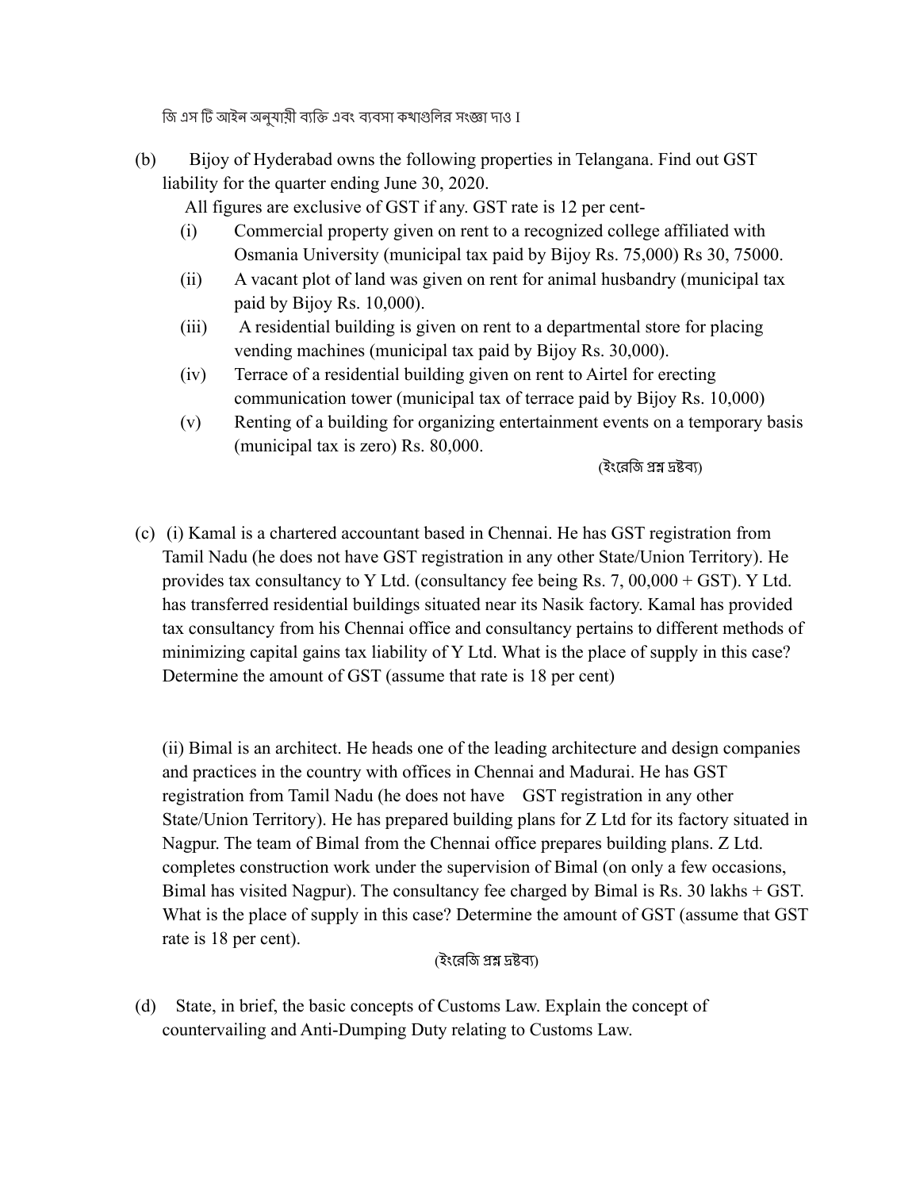জি এস টি আইন অনুযায়ী ব্যক্তি এবং ব্যবসা কথাগুলির সংজ্ঞা দাও I

(b) Bijoy of Hyderabad owns the following properties in Telangana. Find out GST liability for the quarter ending June 30, 2020.

All figures are exclusive of GST if any. GST rate is 12 per cent-

(i) Commercial property given on rent to a recognized college affiliated with Osmania University (municipal tax paid by Bijoy Rs. 75,000) Rs 30, 75000.

(ii) A vacant plot of land was given on rent for animal husbandry (municipal tax paid by Bijoy Rs. 10,000).

(iii) A residential building is given on rent to a departmental store for placing vending machines (municipal tax paid by Bijoy Rs. 30,000).

(iv) Terrace of a residential building given on rent to Airtel for erecting communication tower (municipal tax of terrace paid by Bijoy Rs. 10,000)

(v) Renting of a building for organizing entertainment events on a temporary basis (municipal tax is zero) Rs. 80,000.

(ইংরেজি প্রশ্ন দ্রষ্টব্য)

(c) (i) Kamal is a chartered accountant based in Chennai. He has GST registration from Tamil Nadu (he does not have GST registration in any other State/Union Territory). He provides tax consultancy to Y Ltd. (consultancy fee being Rs. 7, 00,000 + GST). Y Ltd. has transferred residential buildings situated near its Nasik factory. Kamal has provided tax consultancy from his Chennai office and consultancy pertains to different methods of minimizing capital gains tax liability of Y Ltd. What is the place of supply in this case? Determine the amount of GST (assume that rate is 18 per cent)

(ii) Bimal is an architect. He heads one of the leading architecture and design companies and practices in the country with offices in Chennai and Madurai. He has GST registration from Tamil Nadu (he does not have GST registration in any other State/Union Territory). He has prepared building plans for Z Ltd for its factory situated in Nagpur. The team of Bimal from the Chennai office prepares building plans. Z Ltd. completes construction work under the supervision of Bimal (on only a few occasions, Bimal has visited Nagpur). The consultancy fee charged by Bimal is Rs. 30 lakhs + GST. What is the place of supply in this case? Determine the amount of GST (assume that GST rate is 18 per cent).

(ইংরেজি প্রশ্ন দ্রষ্টব্য)

(d) State, in brief, the basic concepts of Customs Law. Explain the concept of countervailing and Anti-Dumping Duty relating to Customs Law.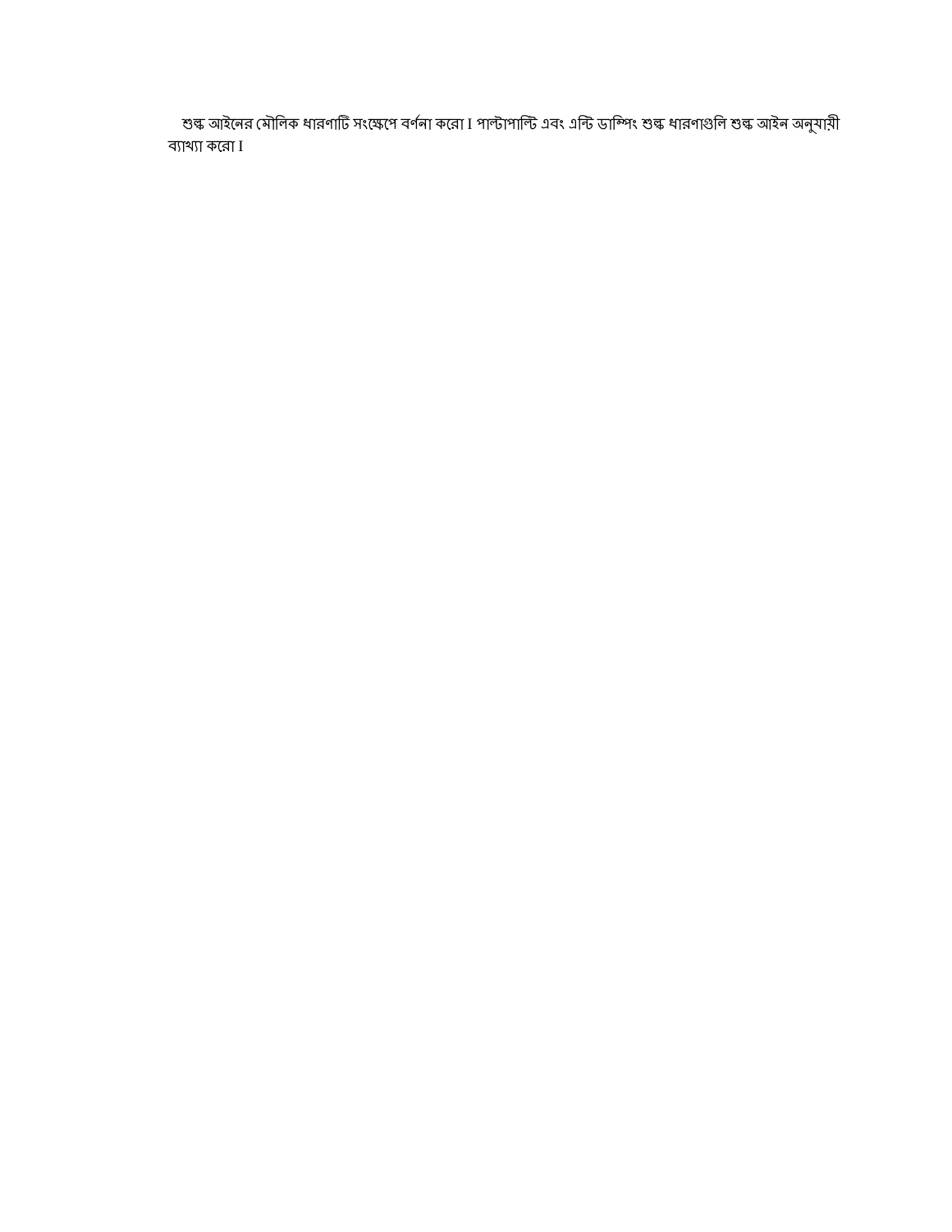শুল্ক আইনের মৌলিক ধারণাটি সংক্ষেপে বর্ণনা করো। পাল্টাপাল্টি এবং এন্টি ডাম্পিং শুল্ক ধারণাগুলি শুল্ক আইন অনুযায়ী ব্যাখ্যা করো।